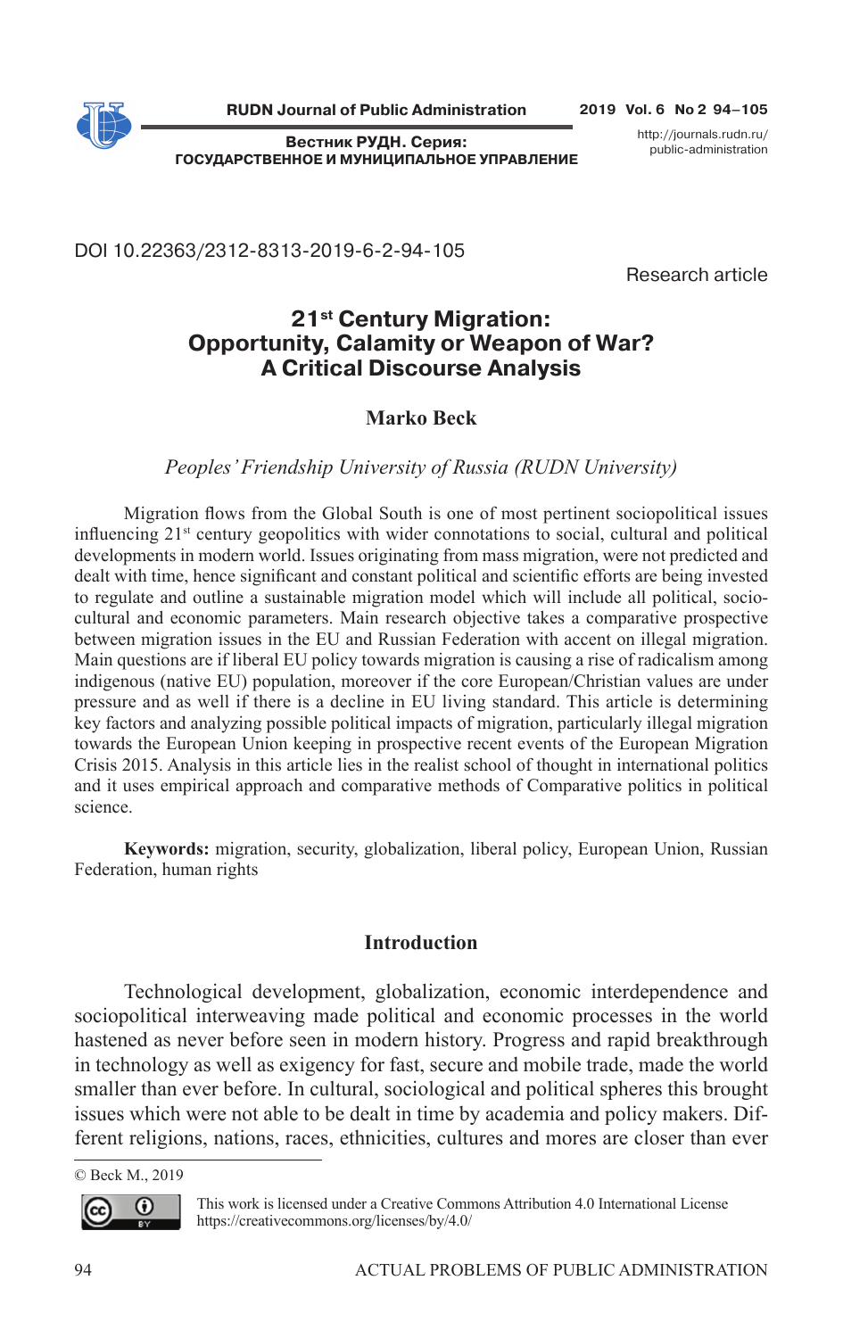DOI 10.22363/2312-8313-2019-6-2-94-105

Research article

# 21st Century Migration: Opportunity, Calamity or Weapon of War? A Critical Discourse Analysis

**Marko Beck**

*Peoples' Friendship University of Russia (RUDN University)*

Migration flows from the Global South is one of most pertinent sociopolitical issues influencing 21st century geopolitics with wider connotations to social, cultural and political developments in modern world. Issues originating from mass migration, were not predicted and dealt with time, hence significant and constant political and scientific efforts are being invested to regulate and outline a sustainable migration model which will include all political, socio-cultural and economic parameters. Main research objective takes a comparative prospective between migration issues in the EU and Russian Federation with accent on illegal migration. Main questions are if liberal EU policy towards migration is causing a rise of radicalism among indigenous (native EU) population, moreover if the core European/Christian values are under pressure and as well if there is a decline in EU living standard. This article is determining key factors and analyzing possible political impacts of migration, particularly illegal migration towards the European Union keeping in prospective recent events of the European Migration Crisis 2015. Analysis in this article lies in the realist school of thought in international politics and it uses empirical approach and comparative methods of Comparative politics in political science.

**Keywords:** migration, security, globalization, liberal policy, European Union, Russian Federation, human rights

## Introduction

Technological development, globalization, economic interdependence and sociopolitical interweaving made political and economic processes in the world hastened as never before seen in modern history. Progress and rapid breakthrough in technology as well as exigency for fast, secure and mobile trade, made the world smaller than ever before. In cultural, sociological and political spheres this brought issues which were not able to be dealt in time by academia and policy makers. Different religions, nations, races, ethnicities, cultures and mores are closer than ever

© Beck M., 2019

This work is licensed under a Creative Commons Attribution 4.0 International License https://creativecommons.org/licenses/by/4.0/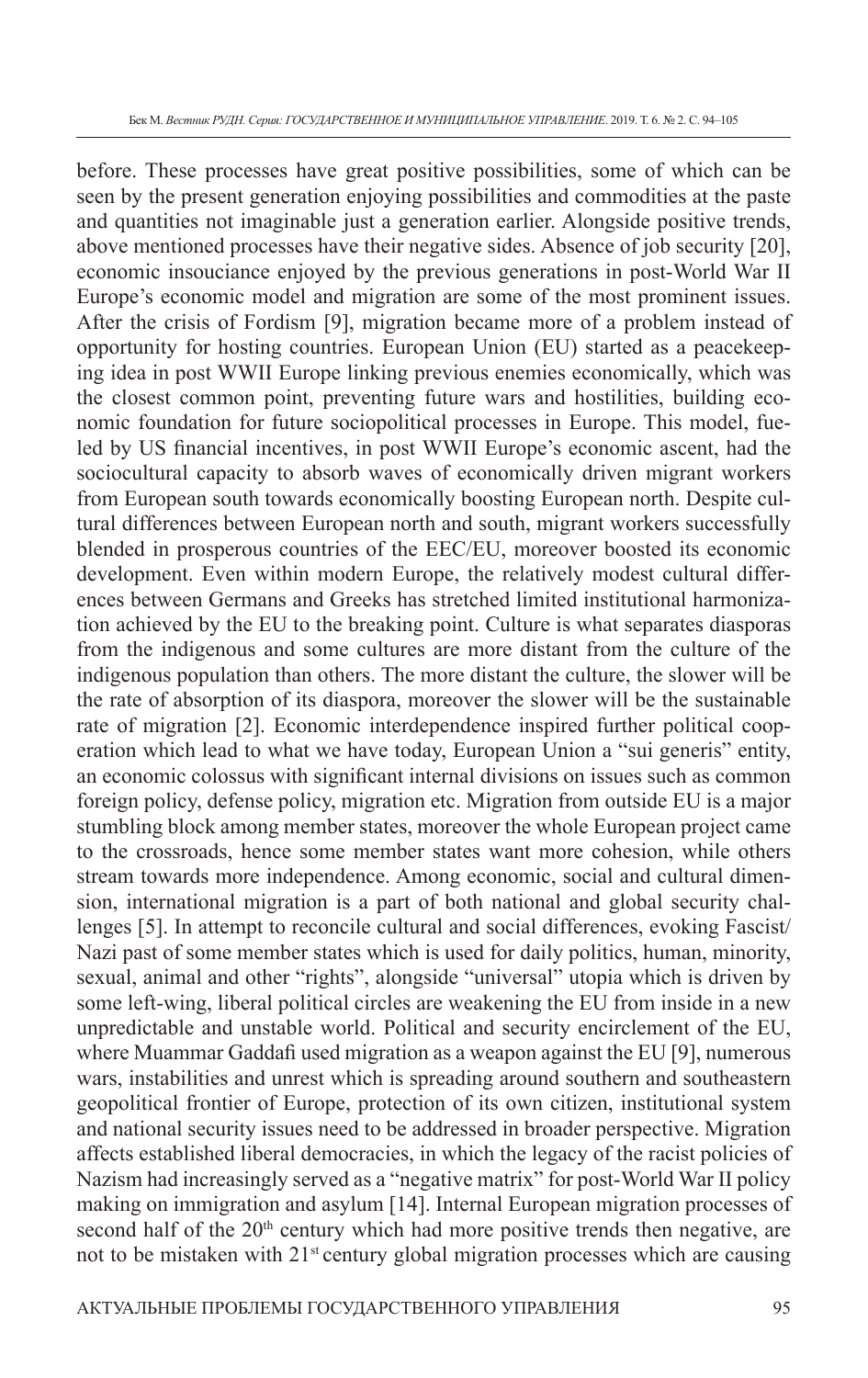before. These processes have great positive possibilities, some of which can be seen by the present generation enjoying possibilities and commodities at the paste and quantities not imaginable just a generation earlier. Alongside positive trends, above mentioned processes have their negative sides. Absence of job security [20], economic insouciance enjoyed by the previous generations in post-World War II Europe's economic model and migration are some of the most prominent issues. After the crisis of Fordism [9], migration became more of a problem instead of opportunity for hosting countries. European Union (EU) started as a peacekeeping idea in post WWII Europe linking previous enemies economically, which was the closest common point, preventing future wars and hostilities, building economic foundation for future sociopolitical processes in Europe. This model, fueled by US financial incentives, in post WWII Europe's economic ascent, had the sociocultural capacity to absorb waves of economically driven migrant workers from European south towards economically boosting European north. Despite cultural differences between European north and south, migrant workers successfully blended in prosperous countries of the EEC/EU, moreover boosted its economic development. Even within modern Europe, the relatively modest cultural differences between Germans and Greeks has stretched limited institutional harmonization achieved by the EU to the breaking point. Culture is what separates diasporas from the indigenous and some cultures are more distant from the culture of the indigenous population than others. The more distant the culture, the slower will be the rate of absorption of its diaspora, moreover the slower will be the sustainable rate of migration [2]. Economic interdependence inspired further political cooperation which lead to what we have today, European Union a "sui generis" entity, an economic colossus with significant internal divisions on issues such as common foreign policy, defense policy, migration etc. Migration from outside EU is a major stumbling block among member states, moreover the whole European project came to the crossroads, hence some member states want more cohesion, while others stream towards more independence. Among economic, social and cultural dimension, international migration is a part of both national and global security challenges [5]. In attempt to reconcile cultural and social differences, evoking Fascist/Nazi past of some member states which is used for daily politics, human, minority, sexual, animal and other "rights", alongside "universal" utopia which is driven by some left-wing, liberal political circles are weakening the EU from inside in a new unpredictable and unstable world. Political and security encirclement of the EU, where Muammar Gaddafi used migration as a weapon against the EU [9], numerous wars, instabilities and unrest which is spreading around southern and southeastern geopolitical frontier of Europe, protection of its own citizen, institutional system and national security issues need to be addressed in broader perspective. Migration affects established liberal democracies, in which the legacy of the racist policies of Nazism had increasingly served as a "negative matrix" for post-World War II policy making on immigration and asylum [14]. Internal European migration processes of second half of the 20th century which had more positive trends then negative, are not to be mistaken with 21st century global migration processes which are causing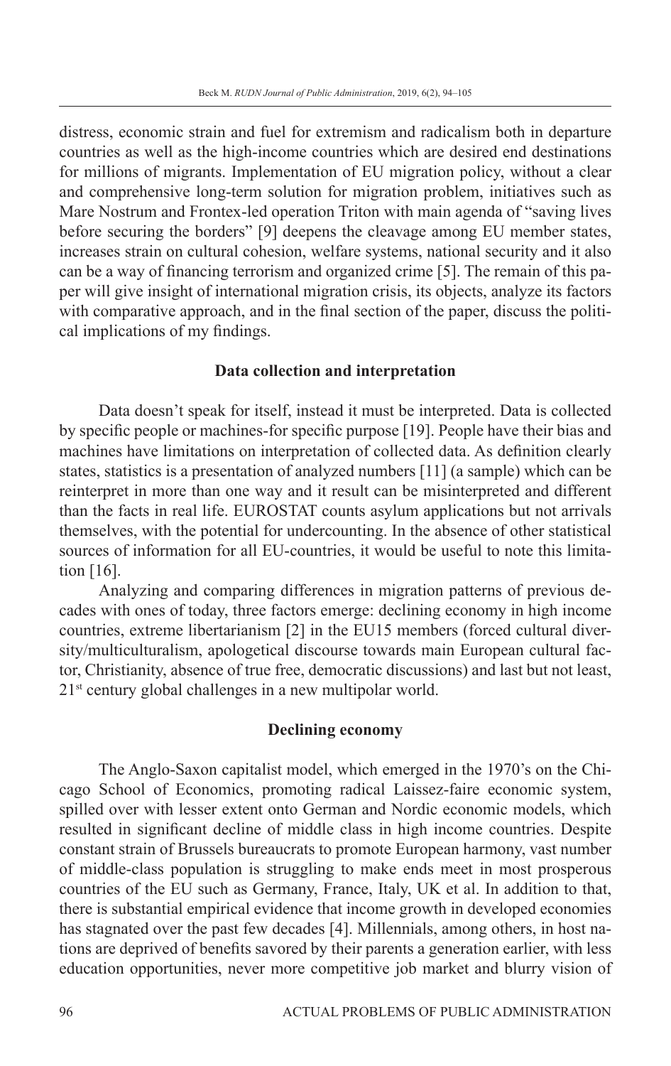distress, economic strain and fuel for extremism and radicalism both in departure countries as well as the high-income countries which are desired end destinations for millions of migrants. Implementation of EU migration policy, without a clear and comprehensive long-term solution for migration problem, initiatives such as Mare Nostrum and Frontex-led operation Triton with main agenda of "saving lives before securing the borders" [9] deepens the cleavage among EU member states, increases strain on cultural cohesion, welfare systems, national security and it also can be a way of financing terrorism and organized crime [5]. The remain of this paper will give insight of international migration crisis, its objects, analyze its factors with comparative approach, and in the final section of the paper, discuss the political implications of my findings.

## Data collection and interpretation

Data doesn't speak for itself, instead it must be interpreted. Data is collected by specific people or machines-for specific purpose [19]. People have their bias and machines have limitations on interpretation of collected data. As definition clearly states, statistics is a presentation of analyzed numbers [11] (a sample) which can be reinterpret in more than one way and it result can be misinterpreted and different than the facts in real life. EUROSTAT counts asylum applications but not arrivals themselves, with the potential for undercounting. In the absence of other statistical sources of information for all EU-countries, it would be useful to note this limitation [16].

Analyzing and comparing differences in migration patterns of previous decades with ones of today, three factors emerge: declining economy in high income countries, extreme libertarianism [2] in the EU15 members (forced cultural diversity/multiculturalism, apologetical discourse towards main European cultural factor, Christianity, absence of true free, democratic discussions) and last but not least, 21st century global challenges in a new multipolar world.

## Declining economy

The Anglo-Saxon capitalist model, which emerged in the 1970's on the Chicago School of Economics, promoting radical Laissez-faire economic system, spilled over with lesser extent onto German and Nordic economic models, which resulted in significant decline of middle class in high income countries. Despite constant strain of Brussels bureaucrats to promote European harmony, vast number of middle-class population is struggling to make ends meet in most prosperous countries of the EU such as Germany, France, Italy, UK et al. In addition to that, there is substantial empirical evidence that income growth in developed economies has stagnated over the past few decades [4]. Millennials, among others, in host nations are deprived of benefits savored by their parents a generation earlier, with less education opportunities, never more competitive job market and blurry vision of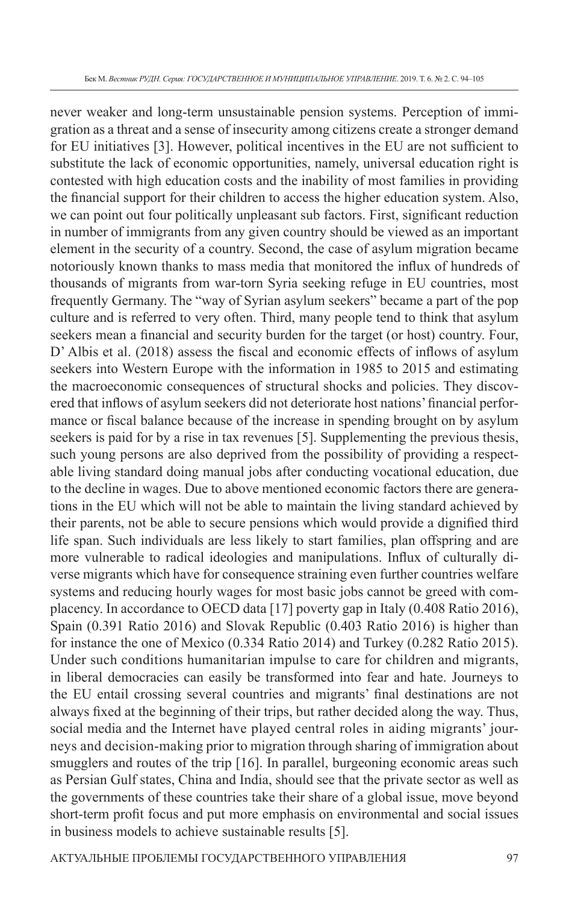never weaker and long-term unsustainable pension systems. Perception of immigration as a threat and a sense of insecurity among citizens create a stronger demand for EU initiatives [3]. However, political incentives in the EU are not sufficient to substitute the lack of economic opportunities, namely, universal education right is contested with high education costs and the inability of most families in providing the financial support for their children to access the higher education system. Also, we can point out four politically unpleasant sub factors. First, significant reduction in number of immigrants from any given country should be viewed as an important element in the security of a country. Second, the case of asylum migration became notoriously known thanks to mass media that monitored the influx of hundreds of thousands of migrants from war-torn Syria seeking refuge in EU countries, most frequently Germany. The "way of Syrian asylum seekers" became a part of the pop culture and is referred to very often. Third, many people tend to think that asylum seekers mean a financial and security burden for the target (or host) country. Four, D' Albis et al. (2018) assess the fiscal and economic effects of inflows of asylum seekers into Western Europe with the information in 1985 to 2015 and estimating the macroeconomic consequences of structural shocks and policies. They discovered that inflows of asylum seekers did not deteriorate host nations' financial performance or fiscal balance because of the increase in spending brought on by asylum seekers is paid for by a rise in tax revenues [5]. Supplementing the previous thesis, such young persons are also deprived from the possibility of providing a respectable living standard doing manual jobs after conducting vocational education, due to the decline in wages. Due to above mentioned economic factors there are generations in the EU which will not be able to maintain the living standard achieved by their parents, not be able to secure pensions which would provide a dignified third life span. Such individuals are less likely to start families, plan offspring and are more vulnerable to radical ideologies and manipulations. Influx of culturally diverse migrants which have for consequence straining even further countries welfare systems and reducing hourly wages for most basic jobs cannot be greed with complacency. In accordance to OECD data [17] poverty gap in Italy (0.408 Ratio 2016), Spain (0.391 Ratio 2016) and Slovak Republic (0.403 Ratio 2016) is higher than for instance the one of Mexico (0.334 Ratio 2014) and Turkey (0.282 Ratio 2015). Under such conditions humanitarian impulse to care for children and migrants, in liberal democracies can easily be transformed into fear and hate. Journeys to the EU entail crossing several countries and migrants' final destinations are not always fixed at the beginning of their trips, but rather decided along the way. Thus, social media and the Internet have played central roles in aiding migrants' journeys and decision-making prior to migration through sharing of immigration about smugglers and routes of the trip [16]. In parallel, burgeoning economic areas such as Persian Gulf states, China and India, should see that the private sector as well as the governments of these countries take their share of a global issue, move beyond short-term profit focus and put more emphasis on environmental and social issues in business models to achieve sustainable results [5].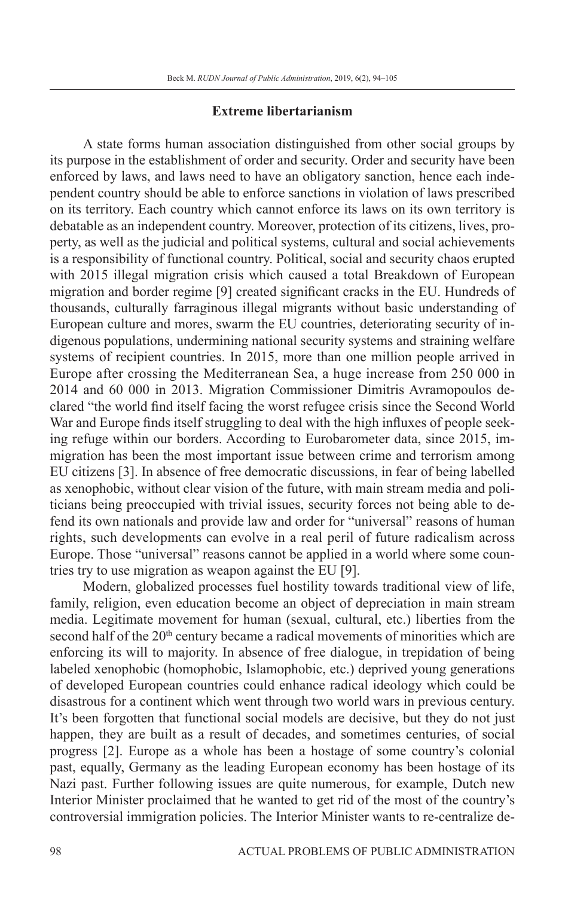## Extreme libertarianism

A state forms human association distinguished from other social groups by its purpose in the establishment of order and security. Order and security have been enforced by laws, and laws need to have an obligatory sanction, hence each independent country should be able to enforce sanctions in violation of laws prescribed on its territory. Each country which cannot enforce its laws on its own territory is debatable as an independent country. Moreover, protection of its citizens, lives, property, as well as the judicial and political systems, cultural and social achievements is a responsibility of functional country. Political, social and security chaos erupted with 2015 illegal migration crisis which caused a total Breakdown of European migration and border regime [9] created significant cracks in the EU. Hundreds of thousands, culturally farraginous illegal migrants without basic understanding of European culture and mores, swarm the EU countries, deteriorating security of indigenous populations, undermining national security systems and straining welfare systems of recipient countries. In 2015, more than one million people arrived in Europe after crossing the Mediterranean Sea, a huge increase from 250 000 in 2014 and 60 000 in 2013. Migration Commissioner Dimitris Avramopoulos declared "the world find itself facing the worst refugee crisis since the Second World War and Europe finds itself struggling to deal with the high influxes of people seeking refuge within our borders. According to Eurobarometer data, since 2015, immigration has been the most important issue between crime and terrorism among EU citizens [3]. In absence of free democratic discussions, in fear of being labelled as xenophobic, without clear vision of the future, with main stream media and politicians being preoccupied with trivial issues, security forces not being able to defend its own nationals and provide law and order for "universal" reasons of human rights, such developments can evolve in a real peril of future radicalism across Europe. Those "universal" reasons cannot be applied in a world where some countries try to use migration as weapon against the EU [9].

Modern, globalized processes fuel hostility towards traditional view of life, family, religion, even education become an object of depreciation in main stream media. Legitimate movement for human (sexual, cultural, etc.) liberties from the second half of the 20th century became a radical movements of minorities which are enforcing its will to majority. In absence of free dialogue, in trepidation of being labeled xenophobic (homophobic, Islamophobic, etc.) deprived young generations of developed European countries could enhance radical ideology which could be disastrous for a continent which went through two world wars in previous century. It's been forgotten that functional social models are decisive, but they do not just happen, they are built as a result of decades, and sometimes centuries, of social progress [2]. Europe as a whole has been a hostage of some country's colonial past, equally, Germany as the leading European economy has been hostage of its Nazi past. Further following issues are quite numerous, for example, Dutch new Interior Minister proclaimed that he wanted to get rid of the most of the country's controversial immigration policies. The Interior Minister wants to re-centralize de-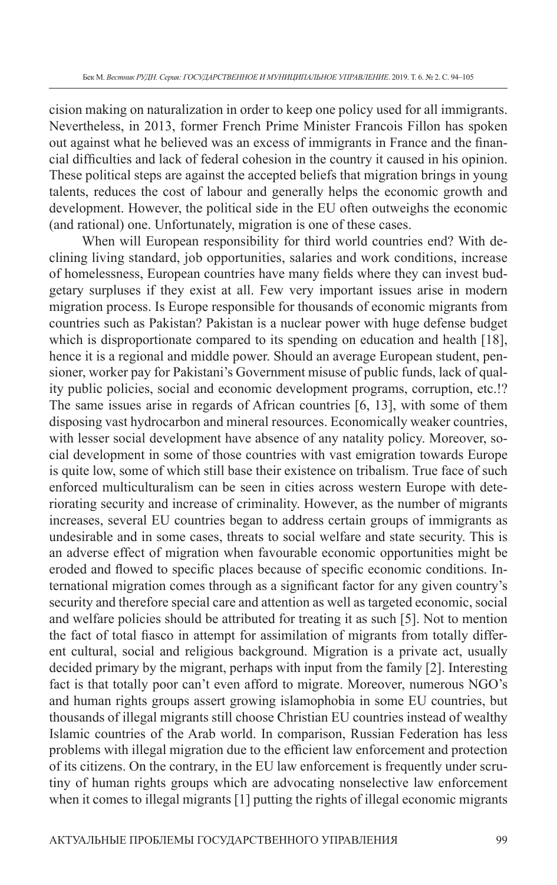cision making on naturalization in order to keep one policy used for all immigrants. Nevertheless, in 2013, former French Prime Minister Francois Fillon has spoken out against what he believed was an excess of immigrants in France and the financial difficulties and lack of federal cohesion in the country it caused in his opinion. These political steps are against the accepted beliefs that migration brings in young talents, reduces the cost of labour and generally helps the economic growth and development. However, the political side in the EU often outweighs the economic (and rational) one. Unfortunately, migration is one of these cases.

When will European responsibility for third world countries end? With declining living standard, job opportunities, salaries and work conditions, increase of homelessness, European countries have many fields where they can invest budgetary surpluses if they exist at all. Few very important issues arise in modern migration process. Is Europe responsible for thousands of economic migrants from countries such as Pakistan? Pakistan is a nuclear power with huge defense budget which is disproportionate compared to its spending on education and health [18], hence it is a regional and middle power. Should an average European student, pensioner, worker pay for Pakistani's Government misuse of public funds, lack of quality public policies, social and economic development programs, corruption, etc.!? The same issues arise in regards of African countries [6, 13], with some of them disposing vast hydrocarbon and mineral resources. Economically weaker countries, with lesser social development have absence of any natality policy. Moreover, social development in some of those countries with vast emigration towards Europe is quite low, some of which still base their existence on tribalism. True face of such enforced multiculturalism can be seen in cities across western Europe with deteriorating security and increase of criminality. However, as the number of migrants increases, several EU countries began to address certain groups of immigrants as undesirable and in some cases, threats to social welfare and state security. This is an adverse effect of migration when favourable economic opportunities might be eroded and flowed to specific places because of specific economic conditions. International migration comes through as a significant factor for any given country's security and therefore special care and attention as well as targeted economic, social and welfare policies should be attributed for treating it as such [5]. Not to mention the fact of total fiasco in attempt for assimilation of migrants from totally different cultural, social and religious background. Migration is a private act, usually decided primary by the migrant, perhaps with input from the family [2]. Interesting fact is that totally poor can't even afford to migrate. Moreover, numerous NGO's and human rights groups assert growing islamophobia in some EU countries, but thousands of illegal migrants still choose Christian EU countries instead of wealthy Islamic countries of the Arab world. In comparison, Russian Federation has less problems with illegal migration due to the efficient law enforcement and protection of its citizens. On the contrary, in the EU law enforcement is frequently under scrutiny of human rights groups which are advocating nonselective law enforcement when it comes to illegal migrants [1] putting the rights of illegal economic migrants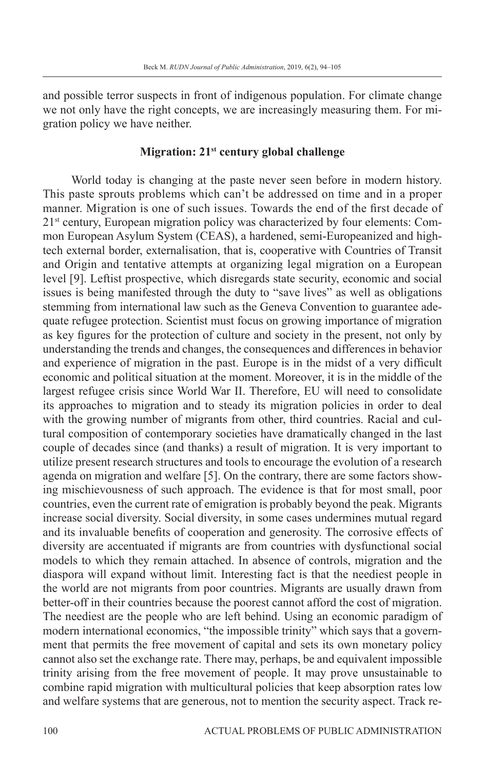and possible terror suspects in front of indigenous population. For climate change we not only have the right concepts, we are increasingly measuring them. For migration policy we have neither.

## Migration: 21st century global challenge

World today is changing at the paste never seen before in modern history. This paste sprouts problems which can't be addressed on time and in a proper manner. Migration is one of such issues. Towards the end of the first decade of 21st century, European migration policy was characterized by four elements: Common European Asylum System (CEAS), a hardened, semi-Europeanized and high-tech external border, externalisation, that is, cooperative with Countries of Transit and Origin and tentative attempts at organizing legal migration on a European level [9]. Leftist prospective, which disregards state security, economic and social issues is being manifested through the duty to "save lives" as well as obligations stemming from international law such as the Geneva Convention to guarantee adequate refugee protection. Scientist must focus on growing importance of migration as key figures for the protection of culture and society in the present, not only by understanding the trends and changes, the consequences and differences in behavior and experience of migration in the past. Europe is in the midst of a very difficult economic and political situation at the moment. Moreover, it is in the middle of the largest refugee crisis since World War II. Therefore, EU will need to consolidate its approaches to migration and to steady its migration policies in order to deal with the growing number of migrants from other, third countries. Racial and cultural composition of contemporary societies have dramatically changed in the last couple of decades since (and thanks) a result of migration. It is very important to utilize present research structures and tools to encourage the evolution of a research agenda on migration and welfare [5]. On the contrary, there are some factors showing mischievousness of such approach. The evidence is that for most small, poor countries, even the current rate of emigration is probably beyond the peak. Migrants increase social diversity. Social diversity, in some cases undermines mutual regard and its invaluable benefits of cooperation and generosity. The corrosive effects of diversity are accentuated if migrants are from countries with dysfunctional social models to which they remain attached. In absence of controls, migration and the diaspora will expand without limit. Interesting fact is that the neediest people in the world are not migrants from poor countries. Migrants are usually drawn from better-off in their countries because the poorest cannot afford the cost of migration. The neediest are the people who are left behind. Using an economic paradigm of modern international economics, "the impossible trinity" which says that a government that permits the free movement of capital and sets its own monetary policy cannot also set the exchange rate. There may, perhaps, be and equivalent impossible trinity arising from the free movement of people. It may prove unsustainable to combine rapid migration with multicultural policies that keep absorption rates low and welfare systems that are generous, not to mention the security aspect. Track re-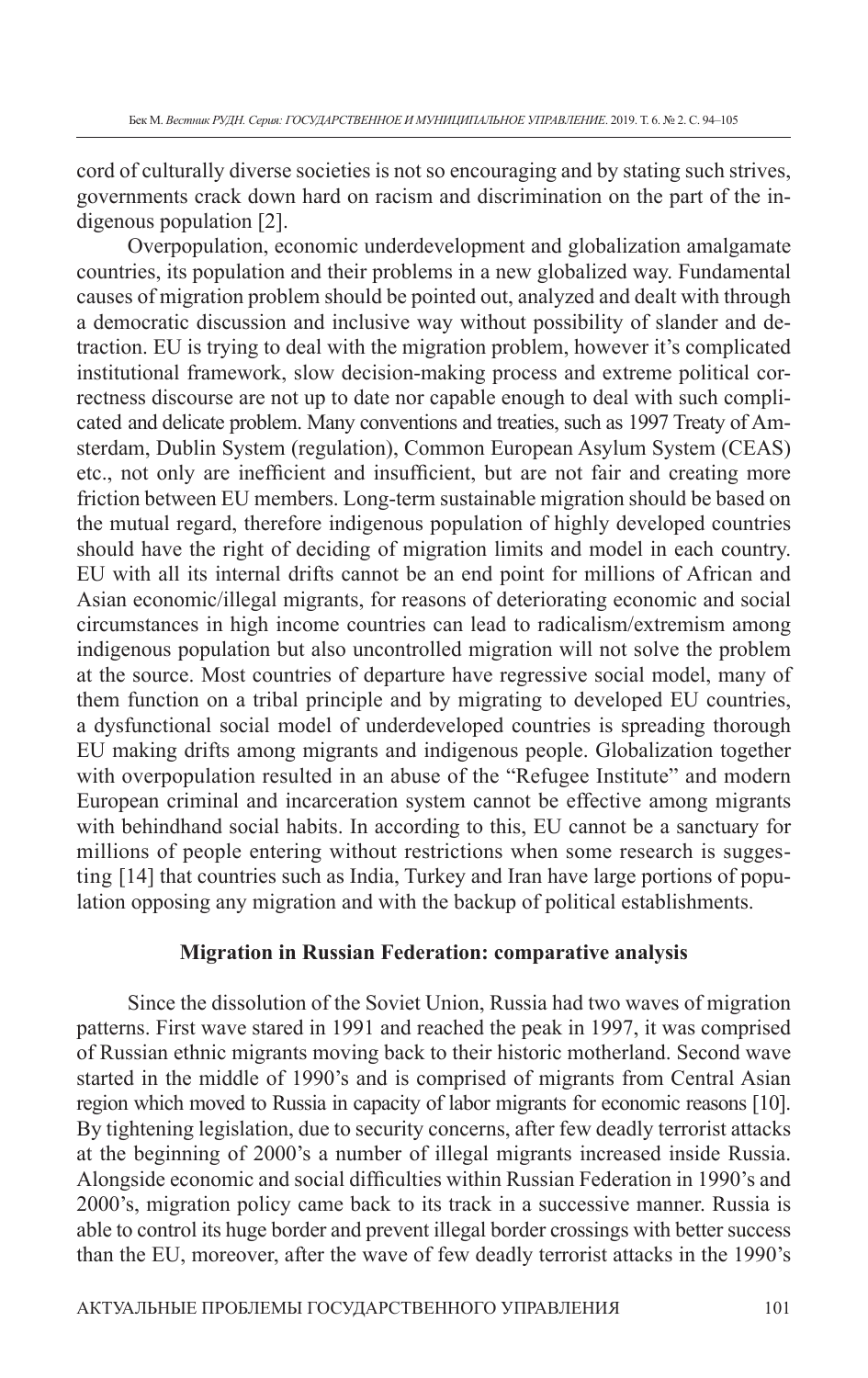cord of culturally diverse societies is not so encouraging and by stating such strives, governments crack down hard on racism and discrimination on the part of the indigenous population [2].

Overpopulation, economic underdevelopment and globalization amalgamate countries, its population and their problems in a new globalized way. Fundamental causes of migration problem should be pointed out, analyzed and dealt with through a democratic discussion and inclusive way without possibility of slander and detraction. EU is trying to deal with the migration problem, however it's complicated institutional framework, slow decision-making process and extreme political correctness discourse are not up to date nor capable enough to deal with such complicated and delicate problem. Many conventions and treaties, such as 1997 Treaty of Amsterdam, Dublin System (regulation), Common European Asylum System (CEAS) etc., not only are inefficient and insufficient, but are not fair and creating more friction between EU members. Long-term sustainable migration should be based on the mutual regard, therefore indigenous population of highly developed countries should have the right of deciding of migration limits and model in each country. EU with all its internal drifts cannot be an end point for millions of African and Asian economic/illegal migrants, for reasons of deteriorating economic and social circumstances in high income countries can lead to radicalism/extremism among indigenous population but also uncontrolled migration will not solve the problem at the source. Most countries of departure have regressive social model, many of them function on a tribal principle and by migrating to developed EU countries, a dysfunctional social model of underdeveloped countries is spreading thorough EU making drifts among migrants and indigenous people. Globalization together with overpopulation resulted in an abuse of the "Refugee Institute" and modern European criminal and incarceration system cannot be effective among migrants with behindhand social habits. In according to this, EU cannot be a sanctuary for millions of people entering without restrictions when some research is suggesting [14] that countries such as India, Turkey and Iran have large portions of population opposing any migration and with the backup of political establishments.

**Migration in Russian Federation: comparative analysis**

Since the dissolution of the Soviet Union, Russia had two waves of migration patterns. First wave stared in 1991 and reached the peak in 1997, it was comprised of Russian ethnic migrants moving back to their historic motherland. Second wave started in the middle of 1990's and is comprised of migrants from Central Asian region which moved to Russia in capacity of labor migrants for economic reasons [10]. By tightening legislation, due to security concerns, after few deadly terrorist attacks at the beginning of 2000's a number of illegal migrants increased inside Russia. Alongside economic and social difficulties within Russian Federation in 1990's and 2000's, migration policy came back to its track in a successive manner. Russia is able to control its huge border and prevent illegal border crossings with better success than the EU, moreover, after the wave of few deadly terrorist attacks in the 1990's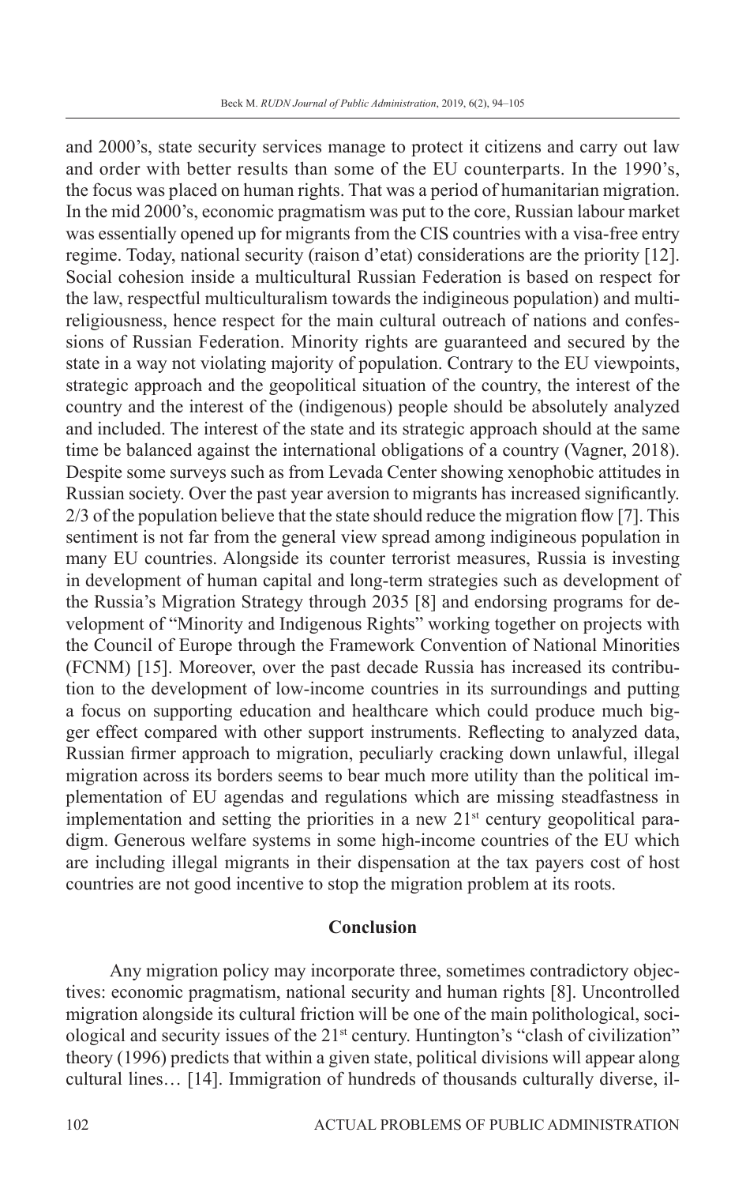and 2000's, state security services manage to protect it citizens and carry out law and order with better results than some of the EU counterparts. In the 1990's, the focus was placed on human rights. That was a period of humanitarian migration. In the mid 2000's, economic pragmatism was put to the core, Russian labour market was essentially opened up for migrants from the CIS countries with a visa-free entry regime. Today, national security (raison d'etat) considerations are the priority [12]. Social cohesion inside a multicultural Russian Federation is based on respect for the law, respectful multiculturalism towards the indigineous population) and multireligiousness, hence respect for the main cultural outreach of nations and confessions of Russian Federation. Minority rights are guaranteed and secured by the state in a way not violating majority of population. Contrary to the EU viewpoints, strategic approach and the geopolitical situation of the country, the interest of the country and the interest of the (indigenous) people should be absolutely analyzed and included. The interest of the state and its strategic approach should at the same time be balanced against the international obligations of a country (Vagner, 2018). Despite some surveys such as from Levada Center showing xenophobic attitudes in Russian society. Over the past year aversion to migrants has increased significantly. 2/3 of the population believe that the state should reduce the migration flow [7]. This sentiment is not far from the general view spread among indigineous population in many EU countries. Alongside its counter terrorist measures, Russia is investing in development of human capital and long-term strategies such as development of the Russia's Migration Strategy through 2035 [8] and endorsing programs for development of "Minority and Indigenous Rights" working together on projects with the Council of Europe through the Framework Convention of National Minorities (FCNM) [15]. Moreover, over the past decade Russia has increased its contribution to the development of low-income countries in its surroundings and putting a focus on supporting education and healthcare which could produce much bigger effect compared with other support instruments. Reflecting to analyzed data, Russian firmer approach to migration, peculiarly cracking down unlawful, illegal migration across its borders seems to bear much more utility than the political implementation of EU agendas and regulations which are missing steadfastness in implementation and setting the priorities in a new 21st century geopolitical paradigm. Generous welfare systems in some high-income countries of the EU which are including illegal migrants in their dispensation at the tax payers cost of host countries are not good incentive to stop the migration problem at its roots.

## Conclusion

Any migration policy may incorporate three, sometimes contradictory objectives: economic pragmatism, national security and human rights [8]. Uncontrolled migration alongside its cultural friction will be one of the main polithological, sociological and security issues of the 21st century. Huntington's "clash of civilization" theory (1996) predicts that within a given state, political divisions will appear along cultural lines… [14]. Immigration of hundreds of thousands culturally diverse, il-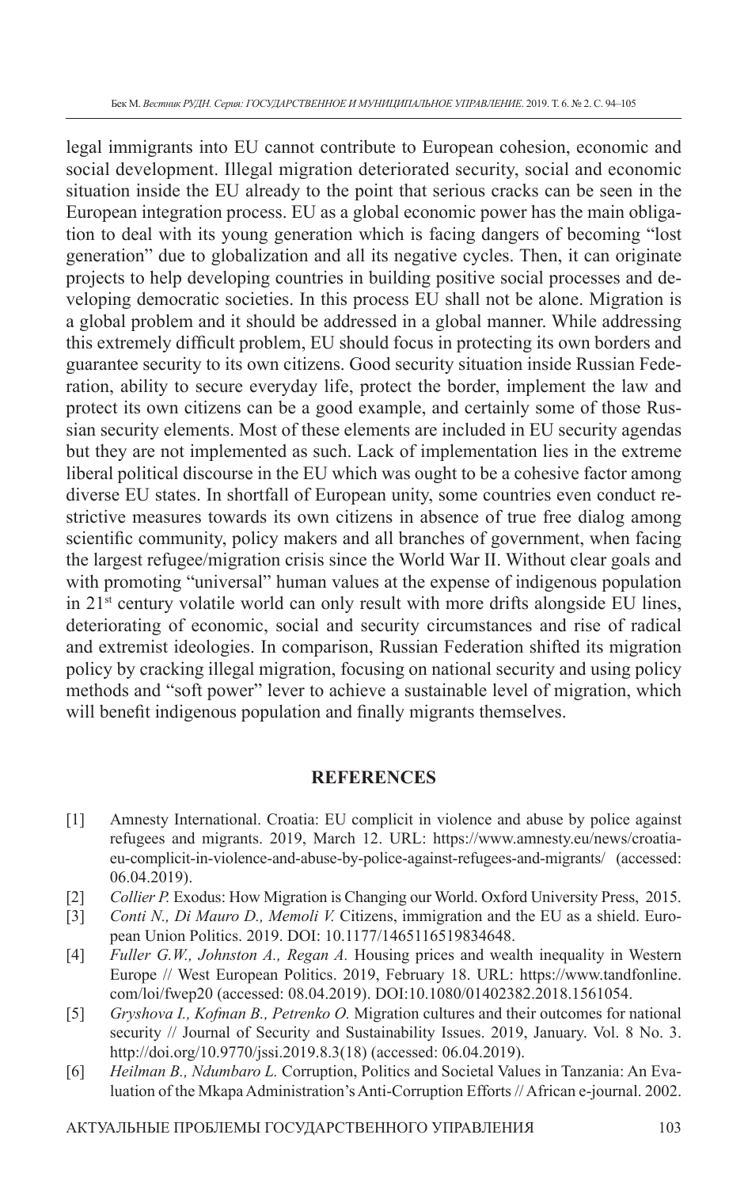legal immigrants into EU cannot contribute to European cohesion, economic and social development. Illegal migration deteriorated security, social and economic situation inside the EU already to the point that serious cracks can be seen in the European integration process. EU as a global economic power has the main obligation to deal with its young generation which is facing dangers of becoming "lost generation" due to globalization and all its negative cycles. Then, it can originate projects to help developing countries in building positive social processes and developing democratic societies. In this process EU shall not be alone. Migration is a global problem and it should be addressed in a global manner. While addressing this extremely difficult problem, EU should focus in protecting its own borders and guarantee security to its own citizens. Good security situation inside Russian Federation, ability to secure everyday life, protect the border, implement the law and protect its own citizens can be a good example, and certainly some of those Russian security elements. Most of these elements are included in EU security agendas but they are not implemented as such. Lack of implementation lies in the extreme liberal political discourse in the EU which was ought to be a cohesive factor among diverse EU states. In shortfall of European unity, some countries even conduct restrictive measures towards its own citizens in absence of true free dialog among scientific community, policy makers and all branches of government, when facing the largest refugee/migration crisis since the World War II. Without clear goals and with promoting "universal" human values at the expense of indigenous population in 21st century volatile world can only result with more drifts alongside EU lines, deteriorating of economic, social and security circumstances and rise of radical and extremist ideologies. In comparison, Russian Federation shifted its migration policy by cracking illegal migration, focusing on national security and using policy methods and "soft power" lever to achieve a sustainable level of migration, which will benefit indigenous population and finally migrants themselves.

## REFERENCES

[1] Amnesty International. Croatia: EU complicit in violence and abuse by police against refugees and migrants. 2019, March 12. URL: https://www.amnesty.eu/news/croatia-eu-complicit-in-violence-and-abuse-by-police-against-refugees-and-migrants/ (accessed: 06.04.2019).

[2] *Collier P.* Exodus: How Migration is Changing our World. Oxford University Press, 2015.

[3] *Conti N., Di Mauro D., Memoli V.* Citizens, immigration and the EU as a shield. European Union Politics. 2019. DOI: 10.1177/1465116519834648.

[4] *Fuller G.W., Johnston A., Regan A.* Housing prices and wealth inequality in Western Europe // West European Politics. 2019, February 18. URL: https://www.tandfonline.com/loi/fwep20 (accessed: 08.04.2019). DOI:10.1080/01402382.2018.1561054.

[5] *Gryshova I., Kofman B., Petrenko O.* Migration cultures and their outcomes for national security // Journal of Security and Sustainability Issues. 2019, January. Vol. 8 No. 3. http://doi.org/10.9770/jssi.2019.8.3(18) (accessed: 06.04.2019).

[6] *Heilman B., Ndumbaro L.* Corruption, Politics and Societal Values in Tanzania: An Evaluation of the Mkapa Administration's Anti-Corruption Efforts // African e-journal. 2002.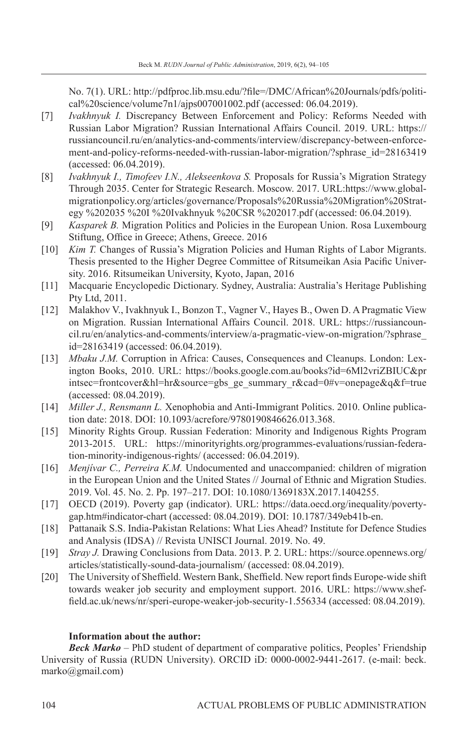No. 7(1). URL: http://pdfproc.lib.msu.edu/?file=/DMC/African%20Journals/pdfs/political%20science/volume7n1/ajps007001002.pdf (accessed: 06.04.2019).

[7] *Ivakhnyuk I.* Discrepancy Between Enforcement and Policy: Reforms Needed with Russian Labor Migration? Russian International Affairs Council. 2019. URL: https://russiancouncil.ru/en/analytics-and-comments/interview/discrepancy-between-enforcement-and-policy-reforms-needed-with-russian-labor-migration/?sphrase_id=28163419 (accessed: 06.04.2019).

[8] *Ivakhnyuk I., Timofeev I.N., Alekseenkova S.* Proposals for Russia's Migration Strategy Through 2035. Center for Strategic Research. Moscow. 2017. URL:https://www.globalmigrationpolicy.org/articles/governance/Proposals%20Russia%20Migration%20Strategy %202035 %20I %20Ivakhnyuk %20CSR %202017.pdf (accessed: 06.04.2019).

[9] *Kasparek B.* Migration Politics and Policies in the European Union. Rosa Luxembourg Stiftung, Office in Greece; Athens, Greece. 2016

[10] *Kim T.* Changes of Russia's Migration Policies and Human Rights of Labor Migrants. Thesis presented to the Higher Degree Committee of Ritsumeikan Asia Pacific University. 2016. Ritsumeikan University, Kyoto, Japan, 2016

[11] Macquarie Encyclopedic Dictionary. Sydney, Australia: Australia's Heritage Publishing Pty Ltd, 2011.

[12] Malakhov V., Ivakhnyuk I., Bonzon T., Vagner V., Hayes B., Owen D. A Pragmatic View on Migration. Russian International Affairs Council. 2018. URL: https://russiancouncil.ru/en/analytics-and-comments/interview/a-pragmatic-view-on-migration/?sphrase_id=28163419 (accessed: 06.04.2019).

[13] *Mbaku J.M.* Corruption in Africa: Causes, Consequences and Cleanups. London: Lexington Books, 2010. URL: https://books.google.com.au/books?id=6Ml2vriZBIUC&printsec=frontcover&hl=hr&source=gbs_ge_summary_r&cad=0#v=onepage&q&f=true (accessed: 08.04.2019).

[14] *Miller J., Rensmann L.* Xenophobia and Anti-Immigrant Politics. 2010. Online publication date: 2018. DOI: 10.1093/acrefore/9780190846626.013.368.

[15] Minority Rights Group. Russian Federation: Minority and Indigenous Rights Program 2013-2015. URL: https://minorityrights.org/programmes-evaluations/russian-federation-minority-indigenous-rights/ (accessed: 06.04.2019).

[16] *Menjívar C., Perreira K.M.* Undocumented and unaccompanied: children of migration in the European Union and the United States // Journal of Ethnic and Migration Studies. 2019. Vol. 45. No. 2. Pp. 197–217. DOI: 10.1080/1369183X.2017.1404255.

[17] OECD (2019). Poverty gap (indicator). URL: https://data.oecd.org/inequality/poverty-gap.htm#indicator-chart (accessed: 08.04.2019). DOI: 10.1787/349eb41b-en.

[18] Pattanaik S.S. India-Pakistan Relations: What Lies Ahead? Institute for Defence Studies and Analysis (IDSA) // Revista UNISCI Journal. 2019. No. 49.

[19] *Stray J.* Drawing Conclusions from Data. 2013. P. 2. URL: https://source.opennews.org/articles/statistically-sound-data-journalism/ (accessed: 08.04.2019).

[20] The University of Sheffield. Western Bank, Sheffield. New report finds Europe-wide shift towards weaker job security and employment support. 2016. URL: https://www.sheffield.ac.uk/news/nr/speri-europe-weaker-job-security-1.556334 (accessed: 08.04.2019).

**Information about the author:**

***Beck Marko*** – PhD student of department of comparative politics, Peoples' Friendship University of Russia (RUDN University). ORCID iD: 0000-0002-9441-2617. (e-mail: beck.marko@gmail.com)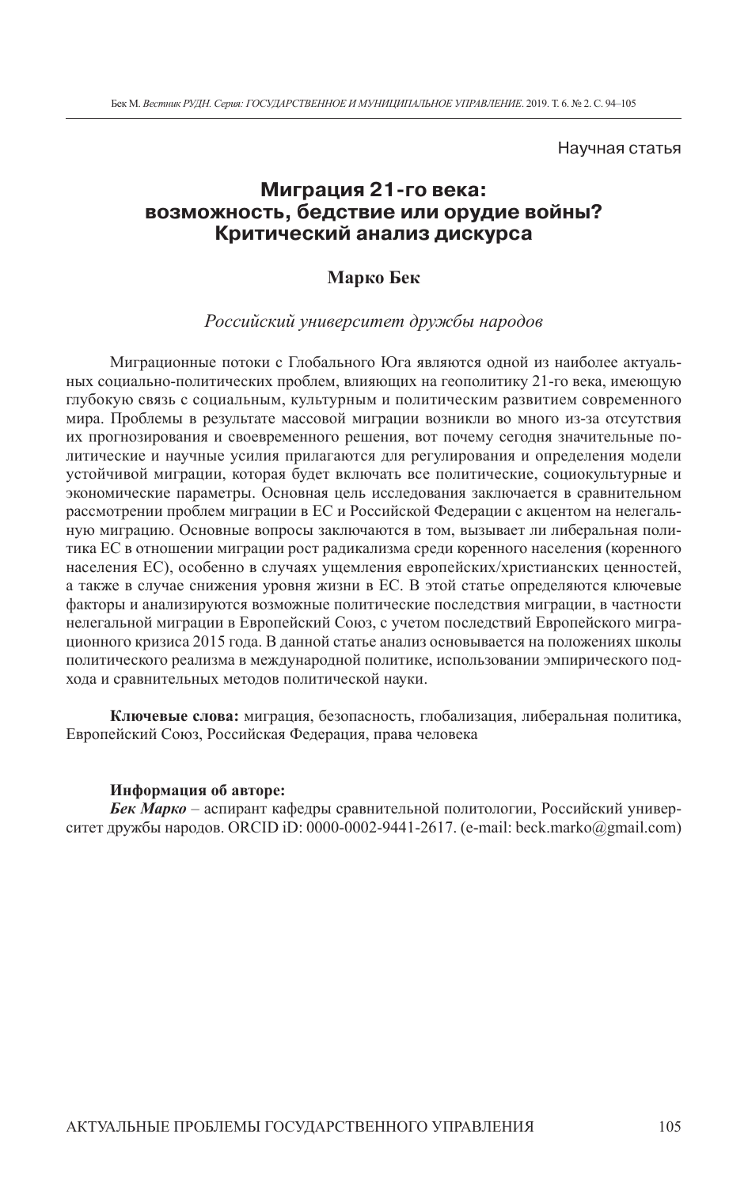Научная статья

# Миграция 21-го века: возможность, бедствие или орудие войны? Критический анализ дискурса

**Марко Бек**

*Российский университет дружбы народов*

Миграционные потоки с Глобального Юга являются одной из наиболее актуальных социально-политических проблем, влияющих на геополитику 21-го века, имеющую глубокую связь с социальным, культурным и политическим развитием современного мира. Проблемы в результате массовой миграции возникли во много из-за отсутствия их прогнозирования и своевременного решения, вот почему сегодня значительные политические и научные усилия прилагаются для регулирования и определения модели устойчивой миграции, которая будет включать все политические, социокультурные и экономические параметры. Основная цель исследования заключается в сравнительном рассмотрении проблем миграции в ЕС и Российской Федерации с акцентом на нелегальную миграцию. Основные вопросы заключаются в том, вызывает ли либеральная политика ЕС в отношении миграции рост радикализма среди коренного населения (коренного населения ЕС), особенно в случаях ущемления европейских/христианских ценностей, а также в случае снижения уровня жизни в ЕС. В этой статье определяются ключевые факторы и анализируются возможные политические последствия миграции, в частности нелегальной миграции в Европейский Союз, с учетом последствий Европейского миграционного кризиса 2015 года. В данной статье анализ основывается на положениях школы политического реализма в международной политике, использовании эмпирического подхода и сравнительных методов политической науки.

**Ключевые слова:** миграция, безопасность, глобализация, либеральная политика, Европейский Союз, Российская Федерация, права человека

**Информация об авторе:**

***Бек Марко*** – аспирант кафедры сравнительной политологии, Российский университет дружбы народов. ORCID iD: 0000-0002-9441-2617. (e-mail: beck.marko@gmail.com)